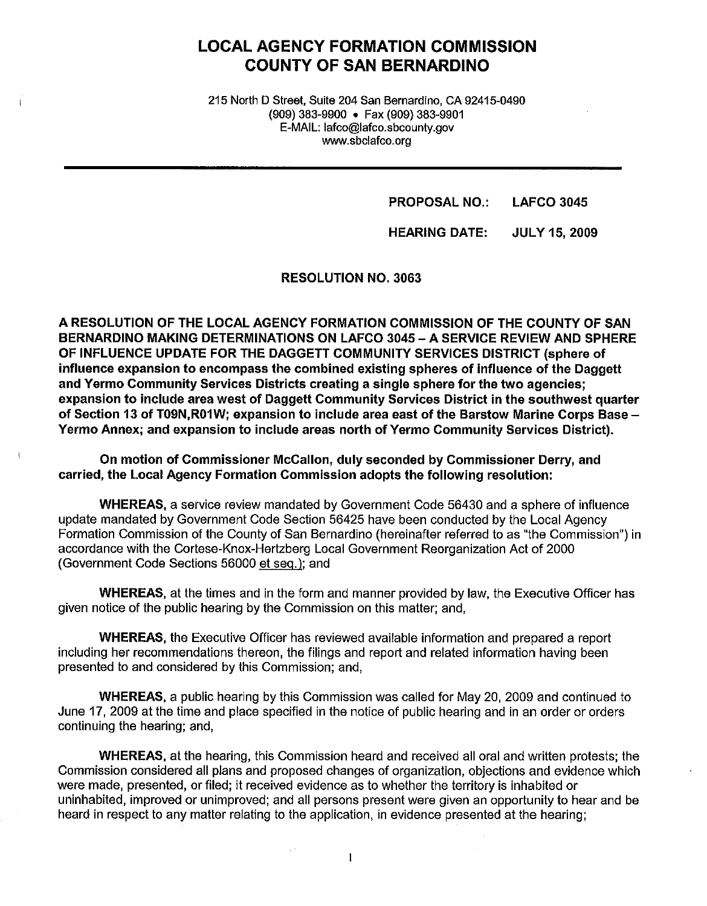# LOCAL AGENCY FORMATION COMMISSION
# COUNTY OF SAN BERNARDINO

215 North D Street, Suite 204 San Bernardino, CA 92415-0490
(909) 383-9900 • Fax (909) 383-9901
E-MAIL: lafco@lafco.sbcounty.gov
www.sbclafco.org

---

**PROPOSAL NO.:** **LAFCO 3045**

**HEARING DATE:** **JULY 15, 2009**

**RESOLUTION NO. 3063**

**A RESOLUTION OF THE LOCAL AGENCY FORMATION COMMISSION OF THE COUNTY OF SAN BERNARDINO MAKING DETERMINATIONS ON LAFCO 3045 – A SERVICE REVIEW AND SPHERE OF INFLUENCE UPDATE FOR THE DAGGETT COMMUNITY SERVICES DISTRICT (sphere of influence expansion to encompass the combined existing spheres of influence of the Daggett and Yermo Community Services Districts creating a single sphere for the two agencies; expansion to include area west of Daggett Community Services District in the southwest quarter of Section 13 of T09N,R01W; expansion to include area east of the Barstow Marine Corps Base – Yermo Annex; and expansion to include areas north of Yermo Community Services District).**

**On motion of Commissioner McCallon, duly seconded by Commissioner Derry, and carried, the Local Agency Formation Commission adopts the following resolution:**

**WHEREAS,** a service review mandated by Government Code 56430 and a sphere of influence update mandated by Government Code Section 56425 have been conducted by the Local Agency Formation Commission of the County of San Bernardino (hereinafter referred to as "the Commission") in accordance with the Cortese-Knox-Hertzberg Local Government Reorganization Act of 2000 (Government Code Sections 56000 et seq.); and

**WHEREAS,** at the times and in the form and manner provided by law, the Executive Officer has given notice of the public hearing by the Commission on this matter; and,

**WHEREAS,** the Executive Officer has reviewed available information and prepared a report including her recommendations thereon, the filings and report and related information having been presented to and considered by this Commission; and,

**WHEREAS,** a public hearing by this Commission was called for May 20, 2009 and continued to June 17, 2009 at the time and place specified in the notice of public hearing and in an order or orders continuing the hearing; and,

**WHEREAS,** at the hearing, this Commission heard and received all oral and written protests; the Commission considered all plans and proposed changes of organization, objections and evidence which were made, presented, or filed; it received evidence as to whether the territory is inhabited or uninhabited, improved or unimproved; and all persons present were given an opportunity to hear and be heard in respect to any matter relating to the application, in evidence presented at the hearing;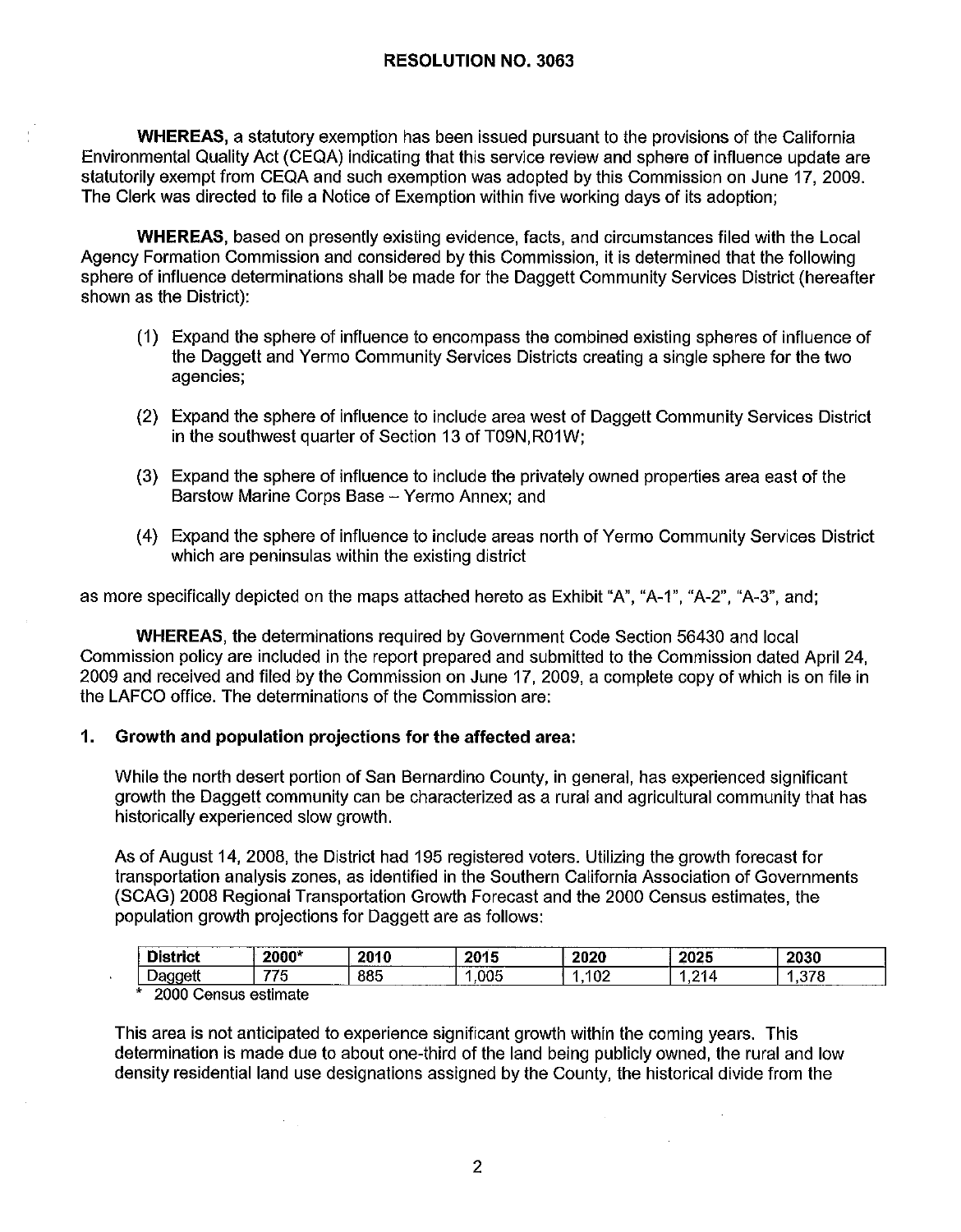## RESOLUTION NO. 3063

**WHEREAS,** a statutory exemption has been issued pursuant to the provisions of the California Environmental Quality Act (CEQA) indicating that this service review and sphere of influence update are statutorily exempt from CEQA and such exemption was adopted by this Commission on June 17, 2009. The Clerk was directed to file a Notice of Exemption within five working days of its adoption;

**WHEREAS,** based on presently existing evidence, facts, and circumstances filed with the Local Agency Formation Commission and considered by this Commission, it is determined that the following sphere of influence determinations shall be made for the Daggett Community Services District (hereafter shown as the District):

(1) Expand the sphere of influence to encompass the combined existing spheres of influence of the Daggett and Yermo Community Services Districts creating a single sphere for the two agencies;

(2) Expand the sphere of influence to include area west of Daggett Community Services District in the southwest quarter of Section 13 of T09N,R01W;

(3) Expand the sphere of influence to include the privately owned properties area east of the Barstow Marine Corps Base – Yermo Annex; and

(4) Expand the sphere of influence to include areas north of Yermo Community Services District which are peninsulas within the existing district

as more specifically depicted on the maps attached hereto as Exhibit "A", "A-1", "A-2", "A-3", and;

**WHEREAS,** the determinations required by Government Code Section 56430 and local Commission policy are included in the report prepared and submitted to the Commission dated April 24, 2009 and received and filed by the Commission on June 17, 2009, a complete copy of which is on file in the LAFCO office. The determinations of the Commission are:

### 1. Growth and population projections for the affected area:

While the north desert portion of San Bernardino County, in general, has experienced significant growth the Daggett community can be characterized as a rural and agricultural community that has historically experienced slow growth.

As of August 14, 2008, the District had 195 registered voters. Utilizing the growth forecast for transportation analysis zones, as identified in the Southern California Association of Governments (SCAG) 2008 Regional Transportation Growth Forecast and the 2000 Census estimates, the population growth projections for Daggett are as follows:

| District | 2000* | 2010 | 2015 | 2020 | 2025 | 2030 |
|---|---|---|---|---|---|---|
| Daggett | 775 | 885 | 1,005 | 1,102 | 1,214 | 1,378 |

\* 2000 Census estimate

This area is not anticipated to experience significant growth within the coming years. This determination is made due to about one-third of the land being publicly owned, the rural and low density residential land use designations assigned by the County, the historical divide from the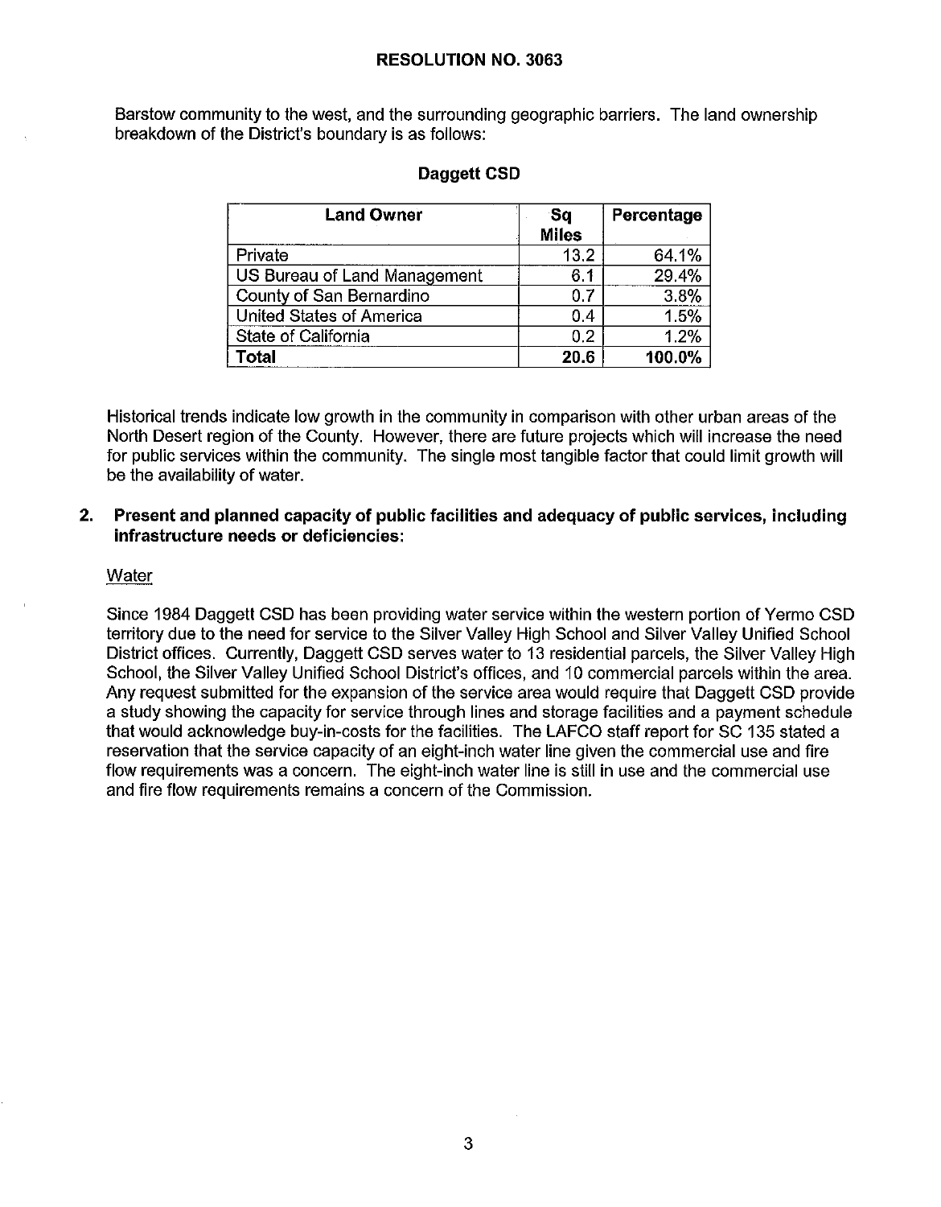Barstow community to the west, and the surrounding geographic barriers. The land ownership breakdown of the District's boundary is as follows:

**Daggett CSD**

| Land Owner | Sq Miles | Percentage |
|---|---|---|
| Private | 13.2 | 64.1% |
| US Bureau of Land Management | 6.1 | 29.4% |
| County of San Bernardino | 0.7 | 3.8% |
| United States of America | 0.4 | 1.5% |
| State of California | 0.2 | 1.2% |
| **Total** | **20.6** | **100.0%** |

Historical trends indicate low growth in the community in comparison with other urban areas of the North Desert region of the County. However, there are future projects which will increase the need for public services within the community. The single most tangible factor that could limit growth will be the availability of water.

**2. Present and planned capacity of public facilities and adequacy of public services, including infrastructure needs or deficiencies:**

Water

Since 1984 Daggett CSD has been providing water service within the western portion of Yermo CSD territory due to the need for service to the Silver Valley High School and Silver Valley Unified School District offices. Currently, Daggett CSD serves water to 13 residential parcels, the Silver Valley High School, the Silver Valley Unified School District's offices, and 10 commercial parcels within the area. Any request submitted for the expansion of the service area would require that Daggett CSD provide a study showing the capacity for service through lines and storage facilities and a payment schedule that would acknowledge buy-in-costs for the facilities. The LAFCO staff report for SC 135 stated a reservation that the service capacity of an eight-inch water line given the commercial use and fire flow requirements was a concern. The eight-inch water line is still in use and the commercial use and fire flow requirements remains a concern of the Commission.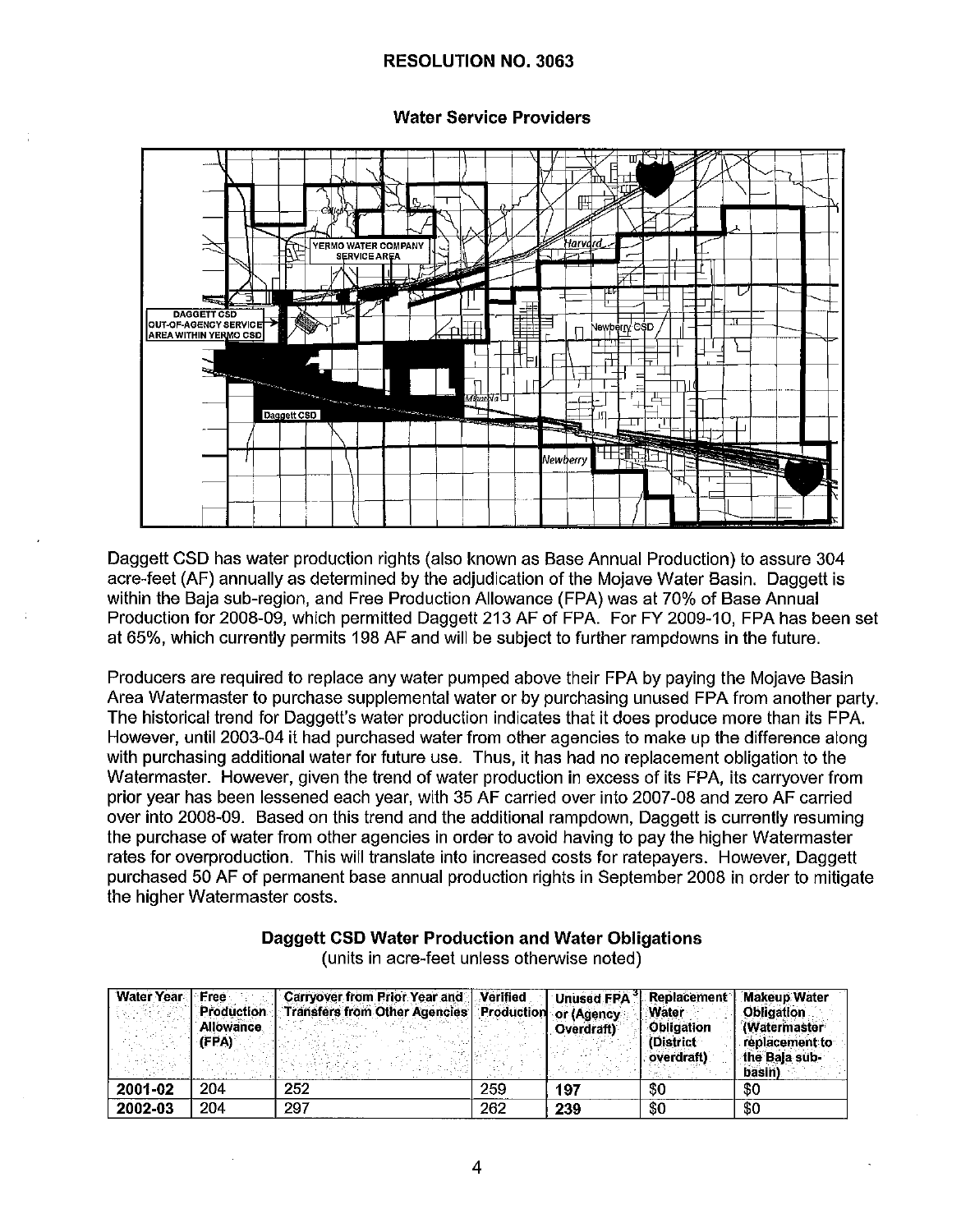## RESOLUTION NO. 3063

### Water Service Providers

Daggett CSD has water production rights (also known as Base Annual Production) to assure 304 acre-feet (AF) annually as determined by the adjudication of the Mojave Water Basin. Daggett is within the Baja sub-region, and Free Production Allowance (FPA) was at 70% of Base Annual Production for 2008-09, which permitted Daggett 213 AF of FPA. For FY 2009-10, FPA has been set at 65%, which currently permits 198 AF and will be subject to further rampdowns in the future.

Producers are required to replace any water pumped above their FPA by paying the Mojave Basin Area Watermaster to purchase supplemental water or by purchasing unused FPA from another party. The historical trend for Daggett's water production indicates that it does produce more than its FPA. However, until 2003-04 it had purchased water from other agencies to make up the difference along with purchasing additional water for future use. Thus, it has had no replacement obligation to the Watermaster. However, given the trend of water production in excess of its FPA, its carryover from prior year has been lessened each year, with 35 AF carried over into 2007-08 and zero AF carried over into 2008-09. Based on this trend and the additional rampdown, Daggett is currently resuming the purchase of water from other agencies in order to avoid having to pay the higher Watermaster rates for overproduction. This will translate into increased costs for ratepayers. However, Daggett purchased 50 AF of permanent base annual production rights in September 2008 in order to mitigate the higher Watermaster costs.

**Daggett CSD Water Production and Water Obligations**

(units in acre-feet unless otherwise noted)

| Water Year | Free Production Allowance (FPA) | Carryover from Prior Year and Transfers from Other Agencies | Verified Production | Unused FPA[3] or (Agency Overdraft) | Replacement Water Obligation (District overdraft) | Makeup Water Obligation (Watermaster replacement to the Baja sub-basin) |
|---|---|---|---|---|---|---|
| **2001-02** | 204 | 252 | 259 | **197** | $0 | $0 |
| **2002-03** | 204 | 297 | 262 | **239** | $0 | $0 |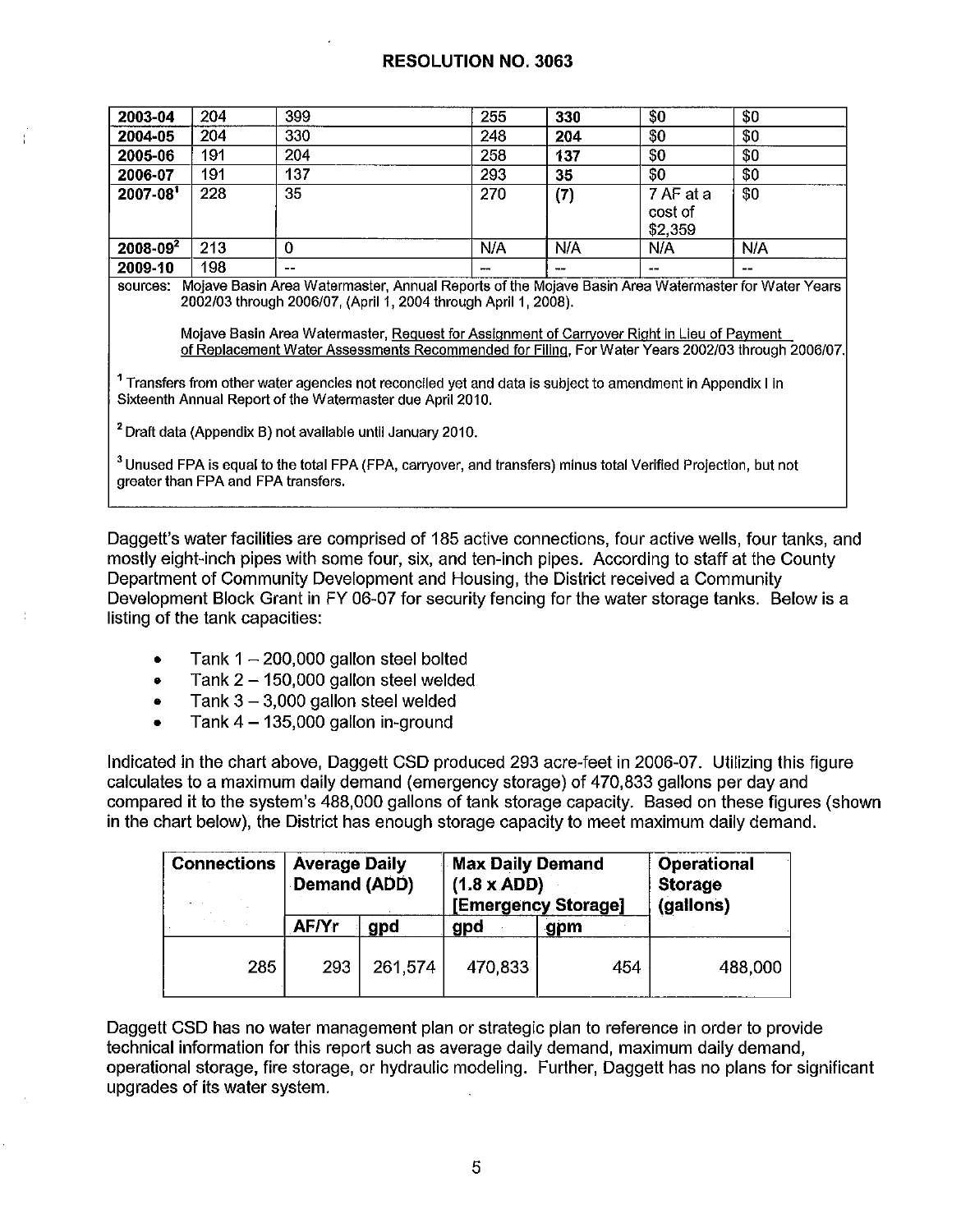## RESOLUTION NO. 3063

| | | | | | | |
|---|---|---|---|---|---|---|
| **2003-04** | 204 | 399 | 255 | **330** | \$0 | \$0 |
| **2004-05** | 204 | 330 | 248 | **204** | \$0 | \$0 |
| **2005-06** | 191 | 204 | 258 | **137** | \$0 | \$0 |
| **2006-07** | 191 | 137 | 293 | **35** | \$0 | \$0 |
| **2007-08**[1] | 228 | 35 | 270 | **(7)** | 7 AF at a cost of \$2,359 | \$0 |
| **2008-09**[2] | 213 | 0 | N/A | N/A | N/A | N/A |
| **2009-10** | 198 | -- | -- | -- | -- | -- |

sources: Mojave Basin Area Watermaster, Annual Reports of the Mojave Basin Area Watermaster for Water Years 2002/03 through 2006/07, (April 1, 2004 through April 1, 2008).

Mojave Basin Area Watermaster, Request for Assignment of Carryover Right in Lieu of Payment of Replacement Water Assessments Recommended for Filing, For Water Years 2002/03 through 2006/07.

[1] Transfers from other water agencies not reconciled yet and data is subject to amendment in Appendix I in Sixteenth Annual Report of the Watermaster due April 2010.

[2] Draft data (Appendix B) not available until January 2010.

[3] Unused FPA is equal to the total FPA (FPA, carryover, and transfers) minus total Verified Projection, but not greater than FPA and FPA transfers.

Daggett's water facilities are comprised of 185 active connections, four active wells, four tanks, and mostly eight-inch pipes with some four, six, and ten-inch pipes. According to staff at the County Department of Community Development and Housing, the District received a Community Development Block Grant in FY 06-07 for security fencing for the water storage tanks. Below is a listing of the tank capacities:

- Tank 1 – 200,000 gallon steel bolted
- Tank 2 – 150,000 gallon steel welded
- Tank 3 – 3,000 gallon steel welded
- Tank 4 – 135,000 gallon in-ground

Indicated in the chart above, Daggett CSD produced 293 acre-feet in 2006-07. Utilizing this figure calculates to a maximum daily demand (emergency storage) of 470,833 gallons per day and compared it to the system's 488,000 gallons of tank storage capacity. Based on these figures (shown in the chart below), the District has enough storage capacity to meet maximum daily demand.

| **Connections** | **Average Daily Demand (ADD)** | | **Max Daily Demand (1.8 x ADD) [Emergency Storage]** | | **Operational Storage (gallons)** |
|---|---|---|---|---|---|
| | **AF/Yr** | **gpd** | **gpd** | **gpm** | |
| 285 | 293 | 261,574 | 470,833 | 454 | 488,000 |

Daggett CSD has no water management plan or strategic plan to reference in order to provide technical information for this report such as average daily demand, maximum daily demand, operational storage, fire storage, or hydraulic modeling. Further, Daggett has no plans for significant upgrades of its water system.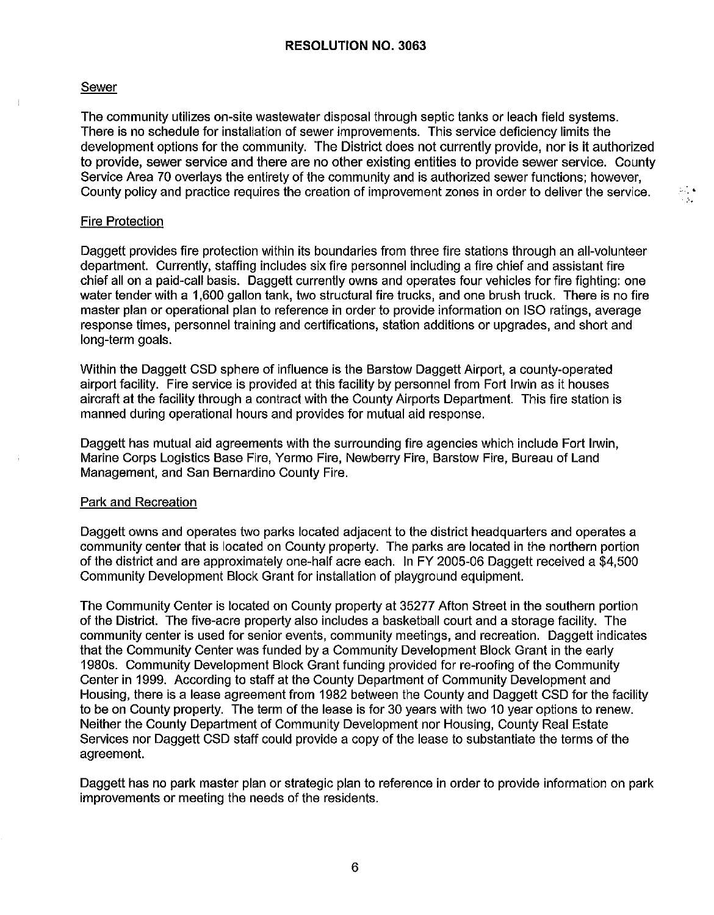## RESOLUTION NO. 3063

### Sewer

The community utilizes on-site wastewater disposal through septic tanks or leach field systems. There is no schedule for installation of sewer improvements. This service deficiency limits the development options for the community. The District does not currently provide, nor is it authorized to provide, sewer service and there are no other existing entities to provide sewer service. County Service Area 70 overlays the entirety of the community and is authorized sewer functions; however, County policy and practice requires the creation of improvement zones in order to deliver the service.

### Fire Protection

Daggett provides fire protection within its boundaries from three fire stations through an all-volunteer department. Currently, staffing includes six fire personnel including a fire chief and assistant fire chief all on a paid-call basis. Daggett currently owns and operates four vehicles for fire fighting: one water tender with a 1,600 gallon tank, two structural fire trucks, and one brush truck. There is no fire master plan or operational plan to reference in order to provide information on ISO ratings, average response times, personnel training and certifications, station additions or upgrades, and short and long-term goals.

Within the Daggett CSD sphere of influence is the Barstow Daggett Airport, a county-operated airport facility. Fire service is provided at this facility by personnel from Fort Irwin as it houses aircraft at the facility through a contract with the County Airports Department. This fire station is manned during operational hours and provides for mutual aid response.

Daggett has mutual aid agreements with the surrounding fire agencies which include Fort Irwin, Marine Corps Logistics Base Fire, Yermo Fire, Newberry Fire, Barstow Fire, Bureau of Land Management, and San Bernardino County Fire.

### Park and Recreation

Daggett owns and operates two parks located adjacent to the district headquarters and operates a community center that is located on County property. The parks are located in the northern portion of the district and are approximately one-half acre each. In FY 2005-06 Daggett received a $4,500 Community Development Block Grant for installation of playground equipment.

The Community Center is located on County property at 35277 Afton Street in the southern portion of the District. The five-acre property also includes a basketball court and a storage facility. The community center is used for senior events, community meetings, and recreation. Daggett indicates that the Community Center was funded by a Community Development Block Grant in the early 1980s. Community Development Block Grant funding provided for re-roofing of the Community Center in 1999. According to staff at the County Department of Community Development and Housing, there is a lease agreement from 1982 between the County and Daggett CSD for the facility to be on County property. The term of the lease is for 30 years with two 10 year options to renew. Neither the County Department of Community Development nor Housing, County Real Estate Services nor Daggett CSD staff could provide a copy of the lease to substantiate the terms of the agreement.

Daggett has no park master plan or strategic plan to reference in order to provide information on park improvements or meeting the needs of the residents.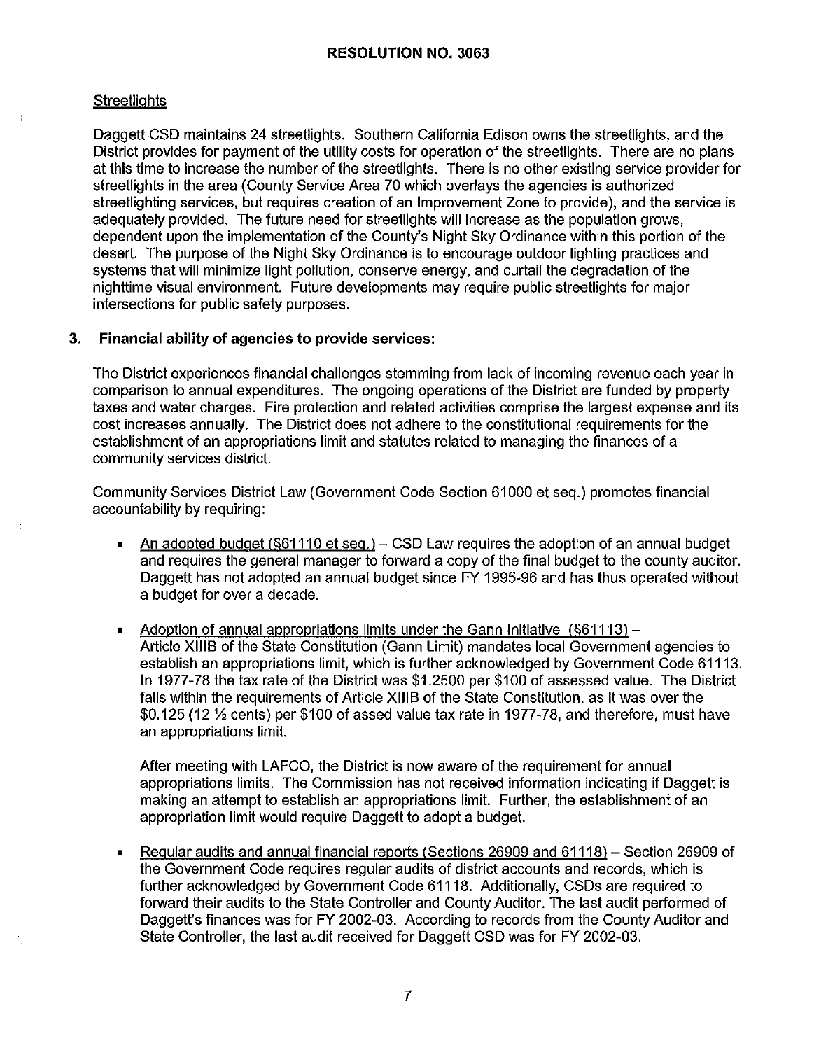**RESOLUTION NO. 3063**

Streetlights

Daggett CSD maintains 24 streetlights. Southern California Edison owns the streetlights, and the District provides for payment of the utility costs for operation of the streetlights. There are no plans at this time to increase the number of the streetlights. There is no other existing service provider for streetlights in the area (County Service Area 70 which overlays the agencies is authorized streetlighting services, but requires creation of an Improvement Zone to provide), and the service is adequately provided. The future need for streetlights will increase as the population grows, dependent upon the implementation of the County's Night Sky Ordinance within this portion of the desert. The purpose of the Night Sky Ordinance is to encourage outdoor lighting practices and systems that will minimize light pollution, conserve energy, and curtail the degradation of the nighttime visual environment. Future developments may require public streetlights for major intersections for public safety purposes.

**3. Financial ability of agencies to provide services:**

The District experiences financial challenges stemming from lack of incoming revenue each year in comparison to annual expenditures. The ongoing operations of the District are funded by property taxes and water charges. Fire protection and related activities comprise the largest expense and its cost increases annually. The District does not adhere to the constitutional requirements for the establishment of an appropriations limit and statutes related to managing the finances of a community services district.

Community Services District Law (Government Code Section 61000 et seq.) promotes financial accountability by requiring:

- An adopted budget (§61110 et seq.) – CSD Law requires the adoption of an annual budget and requires the general manager to forward a copy of the final budget to the county auditor. Daggett has not adopted an annual budget since FY 1995-96 and has thus operated without a budget for over a decade.

- Adoption of annual appropriations limits under the Gann Initiative (§61113) – Article XIIIB of the State Constitution (Gann Limit) mandates local Government agencies to establish an appropriations limit, which is further acknowledged by Government Code 61113. In 1977-78 the tax rate of the District was $1.2500 per $100 of assessed value. The District falls within the requirements of Article XIIIB of the State Constitution, as it was over the $0.125 (12 ½ cents) per $100 of assed value tax rate in 1977-78, and therefore, must have an appropriations limit.

  After meeting with LAFCO, the District is now aware of the requirement for annual appropriations limits. The Commission has not received information indicating if Daggett is making an attempt to establish an appropriations limit. Further, the establishment of an appropriation limit would require Daggett to adopt a budget.

- Regular audits and annual financial reports (Sections 26909 and 61118) – Section 26909 of the Government Code requires regular audits of district accounts and records, which is further acknowledged by Government Code 61118. Additionally, CSDs are required to forward their audits to the State Controller and County Auditor. The last audit performed of Daggett's finances was for FY 2002-03. According to records from the County Auditor and State Controller, the last audit received for Daggett CSD was for FY 2002-03.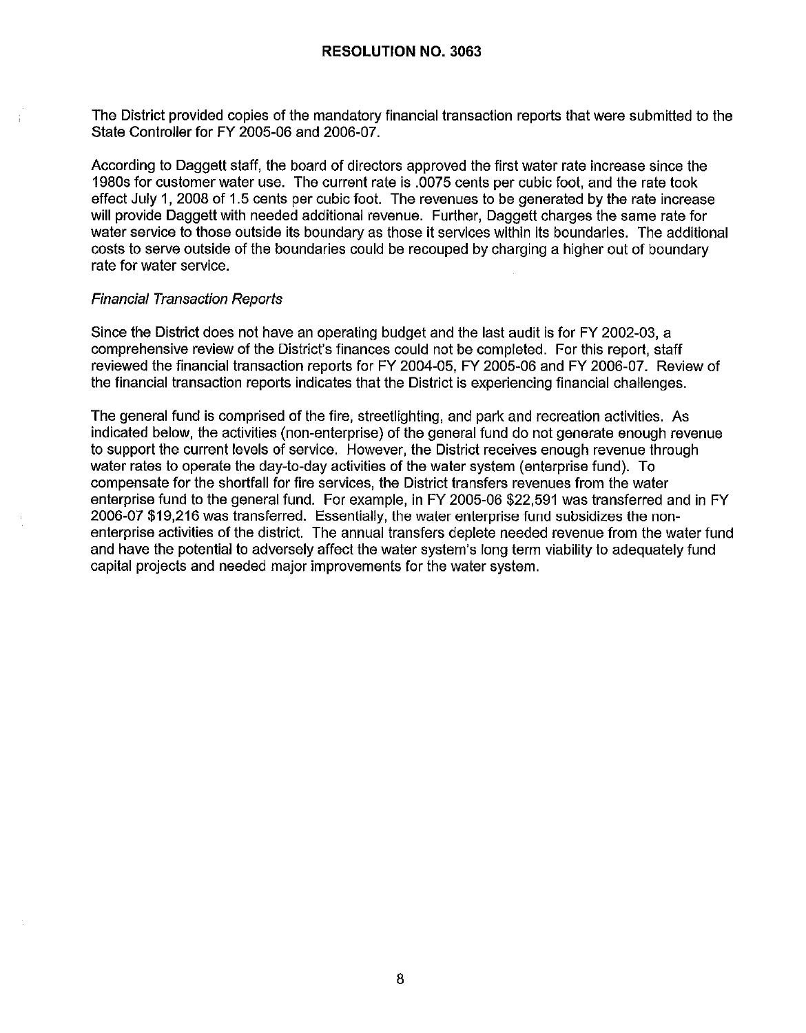# RESOLUTION NO. 3063

The District provided copies of the mandatory financial transaction reports that were submitted to the State Controller for FY 2005-06 and 2006-07.

According to Daggett staff, the board of directors approved the first water rate increase since the 1980s for customer water use. The current rate is .0075 cents per cubic foot, and the rate took effect July 1, 2008 of 1.5 cents per cubic foot. The revenues to be generated by the rate increase will provide Daggett with needed additional revenue. Further, Daggett charges the same rate for water service to those outside its boundary as those it services within its boundaries. The additional costs to serve outside of the boundaries could be recouped by charging a higher out of boundary rate for water service.

*Financial Transaction Reports*

Since the District does not have an operating budget and the last audit is for FY 2002-03, a comprehensive review of the District's finances could not be completed. For this report, staff reviewed the financial transaction reports for FY 2004-05, FY 2005-06 and FY 2006-07. Review of the financial transaction reports indicates that the District is experiencing financial challenges.

The general fund is comprised of the fire, streetlighting, and park and recreation activities. As indicated below, the activities (non-enterprise) of the general fund do not generate enough revenue to support the current levels of service. However, the District receives enough revenue through water rates to operate the day-to-day activities of the water system (enterprise fund). To compensate for the shortfall for fire services, the District transfers revenues from the water enterprise fund to the general fund. For example, in FY 2005-06 $22,591 was transferred and in FY 2006-07 $19,216 was transferred. Essentially, the water enterprise fund subsidizes the non-enterprise activities of the district. The annual transfers deplete needed revenue from the water fund and have the potential to adversely affect the water system's long term viability to adequately fund capital projects and needed major improvements for the water system.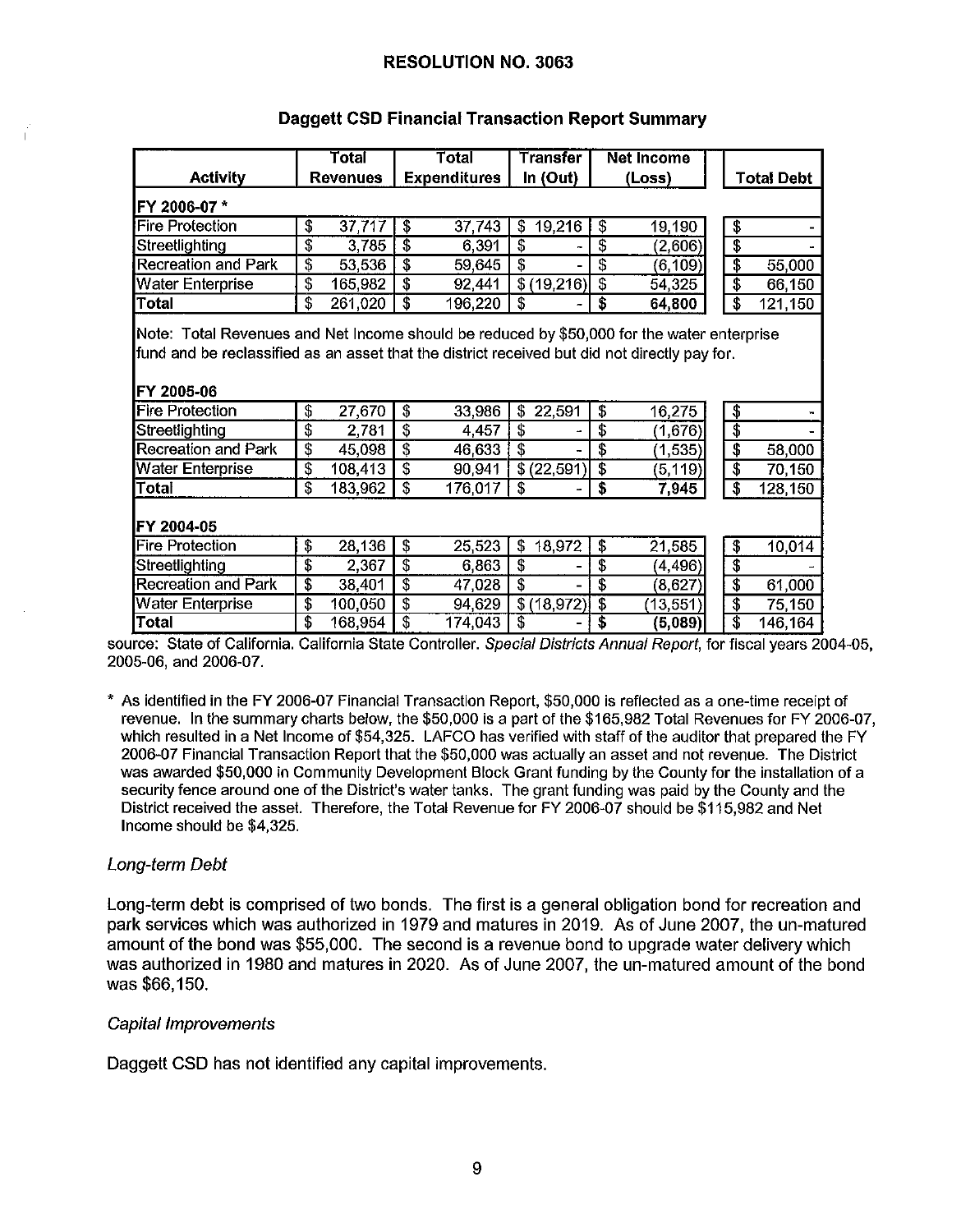**RESOLUTION NO. 3063**

**Daggett CSD Financial Transaction Report Summary**

| Activity | Total Revenues | Total Expenditures | Transfer In (Out) | Net Income (Loss) | Total Debt |
|---|---|---|---|---|---|
| **FY 2006-07 *** | | | | | |
| Fire Protection | $ 37,717 | $ 37,743 | $ 19,216 | $ 19,190 | $ - |
| Streetlighting | $ 3,785 | $ 6,391 | $ - | $ (2,606) | $ - |
| Recreation and Park | $ 53,536 | $ 59,645 | $ - | $ (6,109) | $ 55,000 |
| Water Enterprise | $ 165,982 | $ 92,441 | $ (19,216) | $ 54,325 | $ 66,150 |
| **Total** | $ 261,020 | $ 196,220 | $ - | **$ 64,800** | $ 121,150 |

Note: Total Revenues and Net Income should be reduced by $50,000 for the water enterprise fund and be reclassified as an asset that the district received but did not directly pay for.

| Activity | Total Revenues | Total Expenditures | Transfer In (Out) | Net Income (Loss) | Total Debt |
|---|---|---|---|---|---|
| **FY 2005-06** | | | | | |
| Fire Protection | $ 27,670 | $ 33,986 | $ 22,591 | $ 16,275 | $ - |
| Streetlighting | $ 2,781 | $ 4,457 | $ - | $ (1,676) | $ - |
| Recreation and Park | $ 45,098 | $ 46,633 | $ - | $ (1,535) | $ 58,000 |
| Water Enterprise | $ 108,413 | $ 90,941 | $ (22,591) | $ (5,119) | $ 70,150 |
| **Total** | $ 183,962 | $ 176,017 | $ - | **$ 7,945** | $ 128,150 |
| **FY 2004-05** | | | | | |
| Fire Protection | $ 28,136 | $ 25,523 | $ 18,972 | $ 21,585 | $ 10,014 |
| Streetlighting | $ 2,367 | $ 6,863 | $ - | $ (4,496) | $ - |
| Recreation and Park | $ 38,401 | $ 47,028 | $ - | $ (8,627) | $ 61,000 |
| Water Enterprise | $ 100,050 | $ 94,629 | $ (18,972) | $ (13,551) | $ 75,150 |
| **Total** | $ 168,954 | $ 174,043 | $ - | **$ (5,089)** | $ 146,164 |

source: State of California. California State Controller. *Special Districts Annual Report*, for fiscal years 2004-05, 2005-06, and 2006-07.

* As identified in the FY 2006-07 Financial Transaction Report, $50,000 is reflected as a one-time receipt of revenue. In the summary charts below, the $50,000 is a part of the $165,982 Total Revenues for FY 2006-07, which resulted in a Net Income of $54,325. LAFCO has verified with staff of the auditor that prepared the FY 2006-07 Financial Transaction Report that the $50,000 was actually an asset and not revenue. The District was awarded $50,000 in Community Development Block Grant funding by the County for the installation of a security fence around one of the District's water tanks. The grant funding was paid by the County and the District received the asset. Therefore, the Total Revenue for FY 2006-07 should be $115,982 and Net Income should be $4,325.

*Long-term Debt*

Long-term debt is comprised of two bonds. The first is a general obligation bond for recreation and park services which was authorized in 1979 and matures in 2019. As of June 2007, the un-matured amount of the bond was $55,000. The second is a revenue bond to upgrade water delivery which was authorized in 1980 and matures in 2020. As of June 2007, the un-matured amount of the bond was $66,150.

*Capital Improvements*

Daggett CSD has not identified any capital improvements.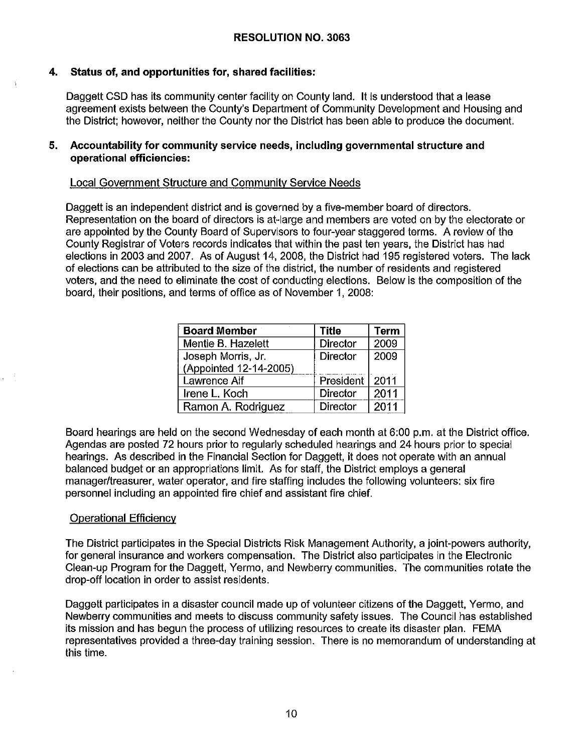**RESOLUTION NO. 3063**

**4. Status of, and opportunities for, shared facilities:**

Daggett CSD has its community center facility on County land. It is understood that a lease agreement exists between the County's Department of Community Development and Housing and the District; however, neither the County nor the District has been able to produce the document.

**5. Accountability for community service needs, including governmental structure and operational efficiencies:**

Local Government Structure and Community Service Needs

Daggett is an independent district and is governed by a five-member board of directors. Representation on the board of directors is at-large and members are voted on by the electorate or are appointed by the County Board of Supervisors to four-year staggered terms. A review of the County Registrar of Voters records indicates that within the past ten years, the District has had elections in 2003 and 2007. As of August 14, 2008, the District had 195 registered voters. The lack of elections can be attributed to the size of the district, the number of residents and registered voters, and the need to eliminate the cost of conducting elections. Below is the composition of the board, their positions, and terms of office as of November 1, 2008:

| Board Member | Title | Term |
|---|---|---|
| Mentie B. Hazelett | Director | 2009 |
| Joseph Morris, Jr. (Appointed 12-14-2005) | Director | 2009 |
| Lawrence Aif | President | 2011 |
| Irene L. Koch | Director | 2011 |
| Ramon A. Rodriguez | Director | 2011 |

Board hearings are held on the second Wednesday of each month at 6:00 p.m. at the District office. Agendas are posted 72 hours prior to regularly scheduled hearings and 24 hours prior to special hearings. As described in the Financial Section for Daggett, it does not operate with an annual balanced budget or an appropriations limit. As for staff, the District employs a general manager/treasurer, water operator, and fire staffing includes the following volunteers: six fire personnel including an appointed fire chief and assistant fire chief.

Operational Efficiency

The District participates in the Special Districts Risk Management Authority, a joint-powers authority, for general insurance and workers compensation. The District also participates in the Electronic Clean-up Program for the Daggett, Yermo, and Newberry communities. The communities rotate the drop-off location in order to assist residents.

Daggett participates in a disaster council made up of volunteer citizens of the Daggett, Yermo, and Newberry communities and meets to discuss community safety issues. The Council has established its mission and has begun the process of utilizing resources to create its disaster plan. FEMA representatives provided a three-day training session. There is no memorandum of understanding at this time.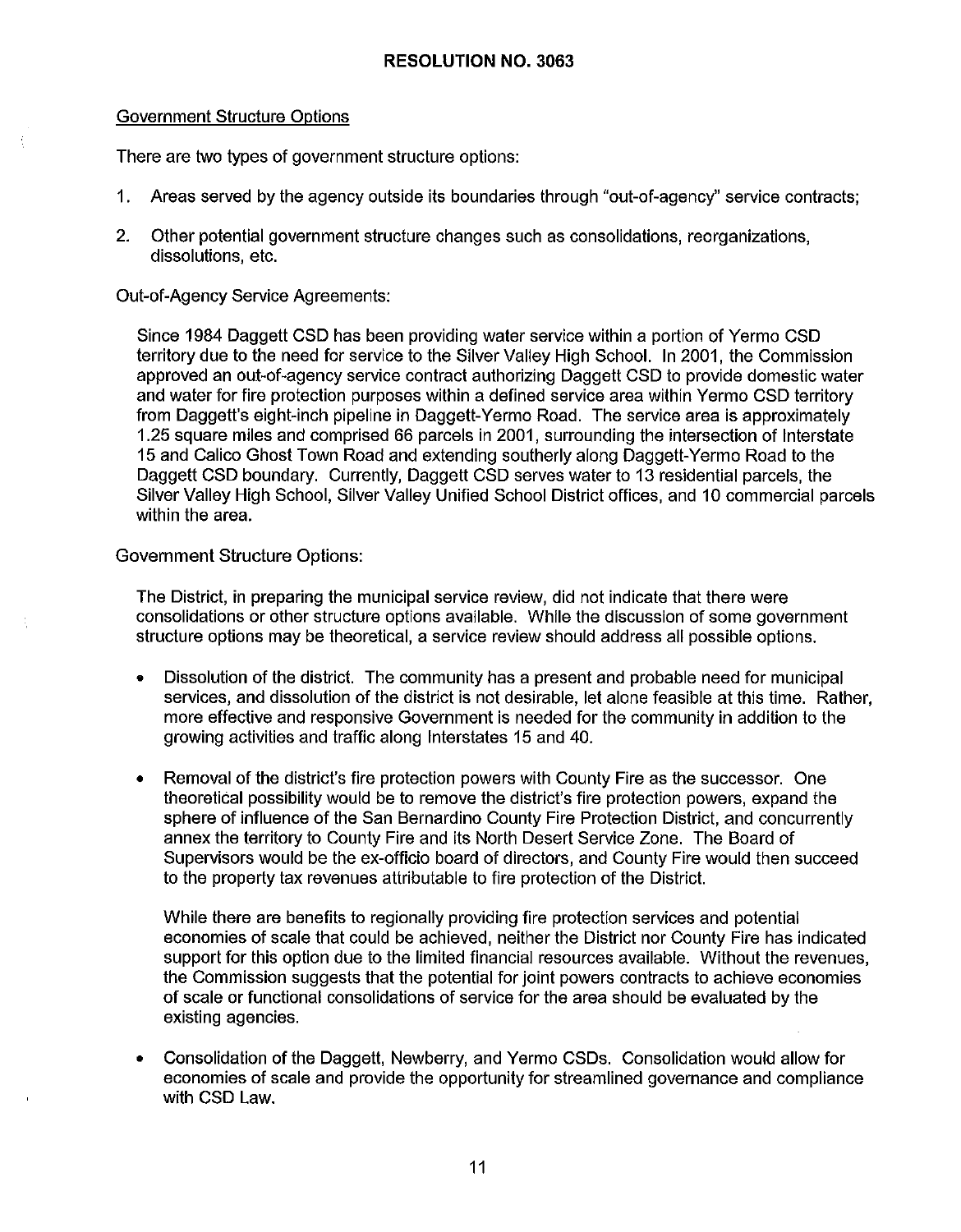## RESOLUTION NO. 3063

Government Structure Options

There are two types of government structure options:

1. Areas served by the agency outside its boundaries through "out-of-agency" service contracts;

2. Other potential government structure changes such as consolidations, reorganizations, dissolutions, etc.

Out-of-Agency Service Agreements:

Since 1984 Daggett CSD has been providing water service within a portion of Yermo CSD territory due to the need for service to the Silver Valley High School. In 2001, the Commission approved an out-of-agency service contract authorizing Daggett CSD to provide domestic water and water for fire protection purposes within a defined service area within Yermo CSD territory from Daggett's eight-inch pipeline in Daggett-Yermo Road. The service area is approximately 1.25 square miles and comprised 66 parcels in 2001, surrounding the intersection of Interstate 15 and Calico Ghost Town Road and extending southerly along Daggett-Yermo Road to the Daggett CSD boundary. Currently, Daggett CSD serves water to 13 residential parcels, the Silver Valley High School, Silver Valley Unified School District offices, and 10 commercial parcels within the area.

Government Structure Options:

The District, in preparing the municipal service review, did not indicate that there were consolidations or other structure options available. While the discussion of some government structure options may be theoretical, a service review should address all possible options.

- Dissolution of the district. The community has a present and probable need for municipal services, and dissolution of the district is not desirable, let alone feasible at this time. Rather, more effective and responsive Government is needed for the community in addition to the growing activities and traffic along Interstates 15 and 40.

- Removal of the district's fire protection powers with County Fire as the successor. One theoretical possibility would be to remove the district's fire protection powers, expand the sphere of influence of the San Bernardino County Fire Protection District, and concurrently annex the territory to County Fire and its North Desert Service Zone. The Board of Supervisors would be the ex-officio board of directors, and County Fire would then succeed to the property tax revenues attributable to fire protection of the District.

  While there are benefits to regionally providing fire protection services and potential economies of scale that could be achieved, neither the District nor County Fire has indicated support for this option due to the limited financial resources available. Without the revenues, the Commission suggests that the potential for joint powers contracts to achieve economies of scale or functional consolidations of service for the area should be evaluated by the existing agencies.

- Consolidation of the Daggett, Newberry, and Yermo CSDs. Consolidation would allow for economies of scale and provide the opportunity for streamlined governance and compliance with CSD Law.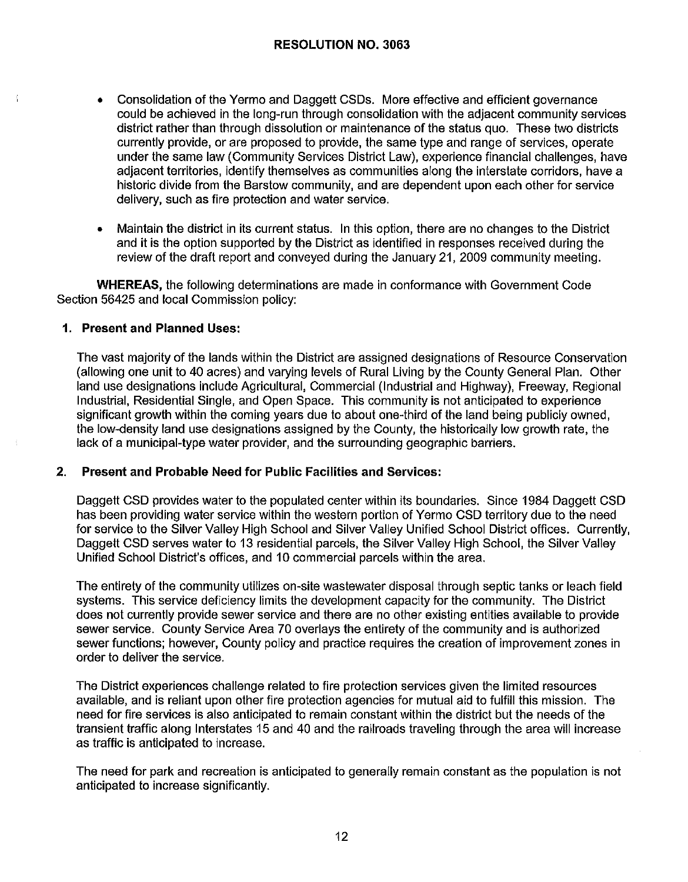**RESOLUTION NO. 3063**

- Consolidation of the Yermo and Daggett CSDs. More effective and efficient governance could be achieved in the long-run through consolidation with the adjacent community services district rather than through dissolution or maintenance of the status quo. These two districts currently provide, or are proposed to provide, the same type and range of services, operate under the same law (Community Services District Law), experience financial challenges, have adjacent territories, identify themselves as communities along the interstate corridors, have a historic divide from the Barstow community, and are dependent upon each other for service delivery, such as fire protection and water service.

- Maintain the district in its current status. In this option, there are no changes to the District and it is the option supported by the District as identified in responses received during the review of the draft report and conveyed during the January 21, 2009 community meeting.

**WHEREAS,** the following determinations are made in conformance with Government Code Section 56425 and local Commission policy:

**1. Present and Planned Uses:**

The vast majority of the lands within the District are assigned designations of Resource Conservation (allowing one unit to 40 acres) and varying levels of Rural Living by the County General Plan. Other land use designations include Agricultural, Commercial (Industrial and Highway), Freeway, Regional Industrial, Residential Single, and Open Space. This community is not anticipated to experience significant growth within the coming years due to about one-third of the land being publicly owned, the low-density land use designations assigned by the County, the historically low growth rate, the lack of a municipal-type water provider, and the surrounding geographic barriers.

**2. Present and Probable Need for Public Facilities and Services:**

Daggett CSD provides water to the populated center within its boundaries. Since 1984 Daggett CSD has been providing water service within the western portion of Yermo CSD territory due to the need for service to the Silver Valley High School and Silver Valley Unified School District offices. Currently, Daggett CSD serves water to 13 residential parcels, the Silver Valley High School, the Silver Valley Unified School District's offices, and 10 commercial parcels within the area.

The entirety of the community utilizes on-site wastewater disposal through septic tanks or leach field systems. This service deficiency limits the development capacity for the community. The District does not currently provide sewer service and there are no other existing entities available to provide sewer service. County Service Area 70 overlays the entirety of the community and is authorized sewer functions; however, County policy and practice requires the creation of improvement zones in order to deliver the service.

The District experiences challenge related to fire protection services given the limited resources available, and is reliant upon other fire protection agencies for mutual aid to fulfill this mission. The need for fire services is also anticipated to remain constant within the district but the needs of the transient traffic along Interstates 15 and 40 and the railroads traveling through the area will increase as traffic is anticipated to increase.

The need for park and recreation is anticipated to generally remain constant as the population is not anticipated to increase significantly.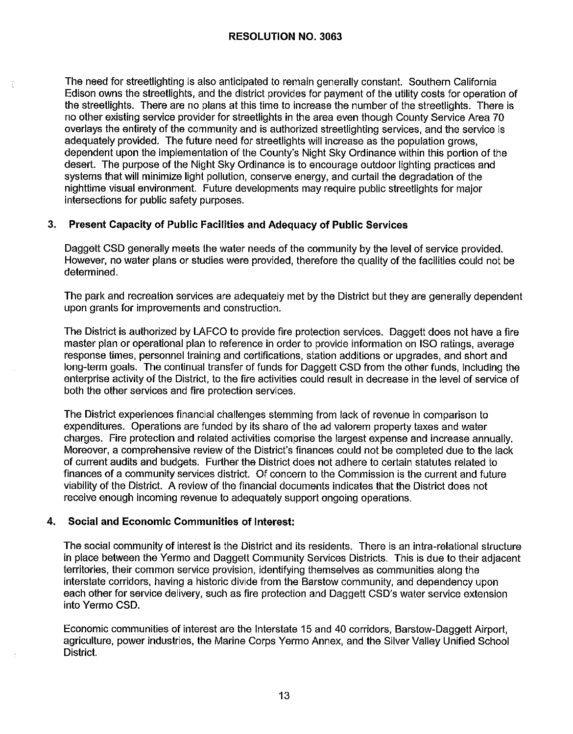The need for streetlighting is also anticipated to remain generally constant. Southern California Edison owns the streetlights, and the district provides for payment of the utility costs for operation of the streetlights. There are no plans at this time to increase the number of the streetlights. There is no other existing service provider for streetlights in the area even though County Service Area 70 overlays the entirety of the community and is authorized streetlighting services, and the service is adequately provided. The future need for streetlights will increase as the population grows, dependent upon the implementation of the County's Night Sky Ordinance within this portion of the desert. The purpose of the Night Sky Ordinance is to encourage outdoor lighting practices and systems that will minimize light pollution, conserve energy, and curtail the degradation of the nighttime visual environment. Future developments may require public streetlights for major intersections for public safety purposes.

## 3. Present Capacity of Public Facilities and Adequacy of Public Services

Daggett CSD generally meets the water needs of the community by the level of service provided. However, no water plans or studies were provided, therefore the quality of the facilities could not be determined.

The park and recreation services are adequately met by the District but they are generally dependent upon grants for improvements and construction.

The District is authorized by LAFCO to provide fire protection services. Daggett does not have a fire master plan or operational plan to reference in order to provide information on ISO ratings, average response times, personnel training and certifications, station additions or upgrades, and short and long-term goals. The continual transfer of funds for Daggett CSD from the other funds, including the enterprise activity of the District, to the fire activities could result in decrease in the level of service of both the other services and fire protection services.

The District experiences financial challenges stemming from lack of revenue in comparison to expenditures. Operations are funded by its share of the ad valorem property taxes and water charges. Fire protection and related activities comprise the largest expense and increase annually. Moreover, a comprehensive review of the District's finances could not be completed due to the lack of current audits and budgets. Further the District does not adhere to certain statutes related to finances of a community services district. Of concern to the Commission is the current and future viability of the District. A review of the financial documents indicates that the District does not receive enough incoming revenue to adequately support ongoing operations.

## 4. Social and Economic Communities of Interest:

The social community of interest is the District and its residents. There is an intra-relational structure in place between the Yermo and Daggett Community Services Districts. This is due to their adjacent territories, their common service provision, identifying themselves as communities along the interstate corridors, having a historic divide from the Barstow community, and dependency upon each other for service delivery, such as fire protection and Daggett CSD's water service extension into Yermo CSD.

Economic communities of interest are the Interstate 15 and 40 corridors, Barstow-Daggett Airport, agriculture, power industries, the Marine Corps Yermo Annex, and the Silver Valley Unified School District.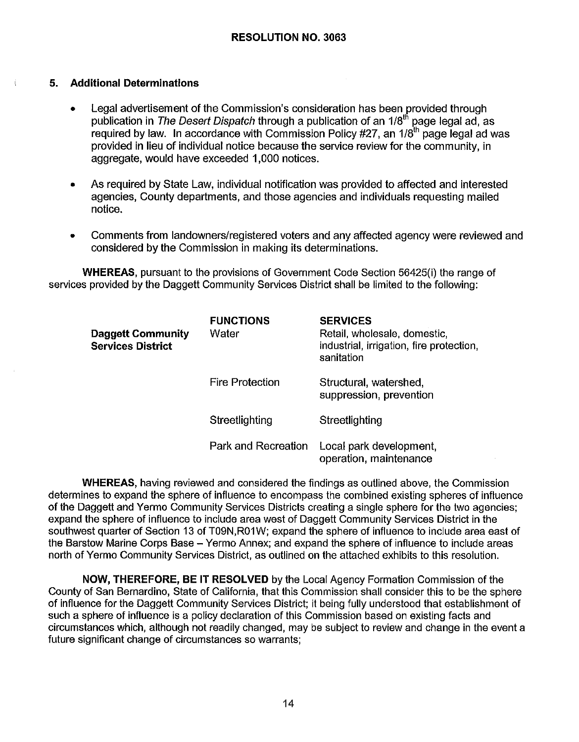**RESOLUTION NO. 3063**

### 5. Additional Determinations

- Legal advertisement of the Commission's consideration has been provided through publication in *The Desert Dispatch* through a publication of an 1/8[th] page legal ad, as required by law. In accordance with Commission Policy #27, an 1/8[th] page legal ad was provided in lieu of individual notice because the service review for the community, in aggregate, would have exceeded 1,000 notices.

- As required by State Law, individual notification was provided to affected and interested agencies, County departments, and those agencies and individuals requesting mailed notice.

- Comments from landowners/registered voters and any affected agency were reviewed and considered by the Commission in making its determinations.

**WHEREAS**, pursuant to the provisions of Government Code Section 56425(i) the range of services provided by the Daggett Community Services District shall be limited to the following:

| | **FUNCTIONS** | **SERVICES** |
|---|---|---|
| **Daggett Community Services District** | Water | Retail, wholesale, domestic, industrial, irrigation, fire protection, sanitation |
| | Fire Protection | Structural, watershed, suppression, prevention |
| | Streetlighting | Streetlighting |
| | Park and Recreation | Local park development, operation, maintenance |

**WHEREAS**, having reviewed and considered the findings as outlined above, the Commission determines to expand the sphere of influence to encompass the combined existing spheres of influence of the Daggett and Yermo Community Services Districts creating a single sphere for the two agencies; expand the sphere of influence to include area west of Daggett Community Services District in the southwest quarter of Section 13 of T09N,R01W; expand the sphere of influence to include area east of the Barstow Marine Corps Base – Yermo Annex; and expand the sphere of influence to include areas north of Yermo Community Services District, as outlined on the attached exhibits to this resolution.

**NOW, THEREFORE, BE IT RESOLVED** by the Local Agency Formation Commission of the County of San Bernardino, State of California, that this Commission shall consider this to be the sphere of influence for the Daggett Community Services District; it being fully understood that establishment of such a sphere of influence is a policy declaration of this Commission based on existing facts and circumstances which, although not readily changed, may be subject to review and change in the event a future significant change of circumstances so warrants;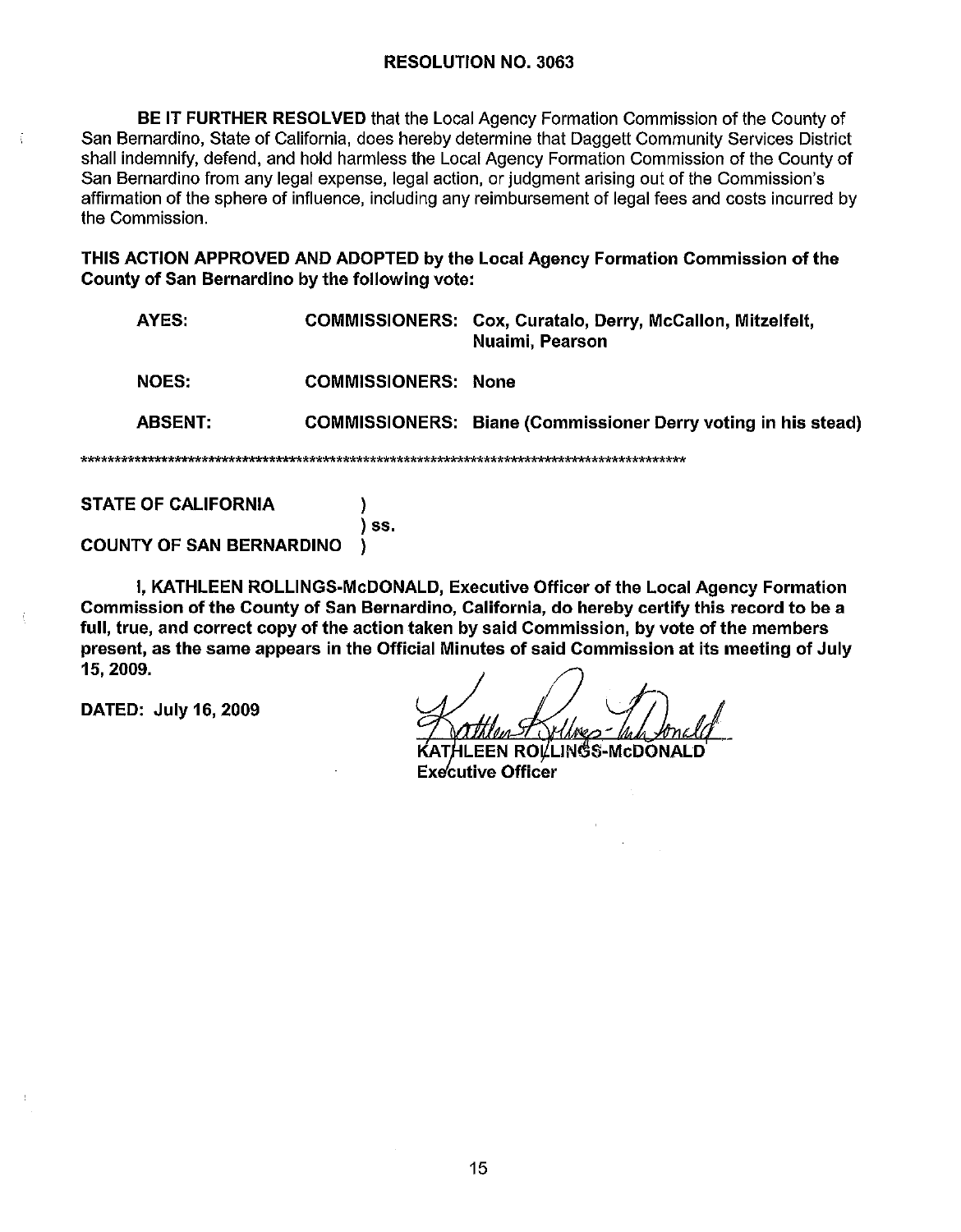**RESOLUTION NO. 3063**

**BE IT FURTHER RESOLVED** that the Local Agency Formation Commission of the County of San Bernardino, State of California, does hereby determine that Daggett Community Services District shall indemnify, defend, and hold harmless the Local Agency Formation Commission of the County of San Bernardino from any legal expense, legal action, or judgment arising out of the Commission's affirmation of the sphere of influence, including any reimbursement of legal fees and costs incurred by the Commission.

**THIS ACTION APPROVED AND ADOPTED by the Local Agency Formation Commission of the County of San Bernardino by the following vote:**

| | | |
|---|---|---|
| **AYES:** | **COMMISSIONERS:** | **Cox, Curatalo, Derry, McCallon, Mitzelfelt, Nuaimi, Pearson** |
| **NOES:** | **COMMISSIONERS:** | **None** |
| **ABSENT:** | **COMMISSIONERS:** | **Biane (Commissioner Derry voting in his stead)** |

*******************************************************************************************

**STATE OF CALIFORNIA** )
) **ss.**
**COUNTY OF SAN BERNARDINO** )

**I, KATHLEEN ROLLINGS-McDONALD, Executive Officer of the Local Agency Formation Commission of the County of San Bernardino, California, do hereby certify this record to be a full, true, and correct copy of the action taken by said Commission, by vote of the members present, as the same appears in the Official Minutes of said Commission at its meeting of July 15, 2009.**

**DATED: July 16, 2009**

**KATHLEEN ROLLINGS-McDONALD**
**Executive Officer**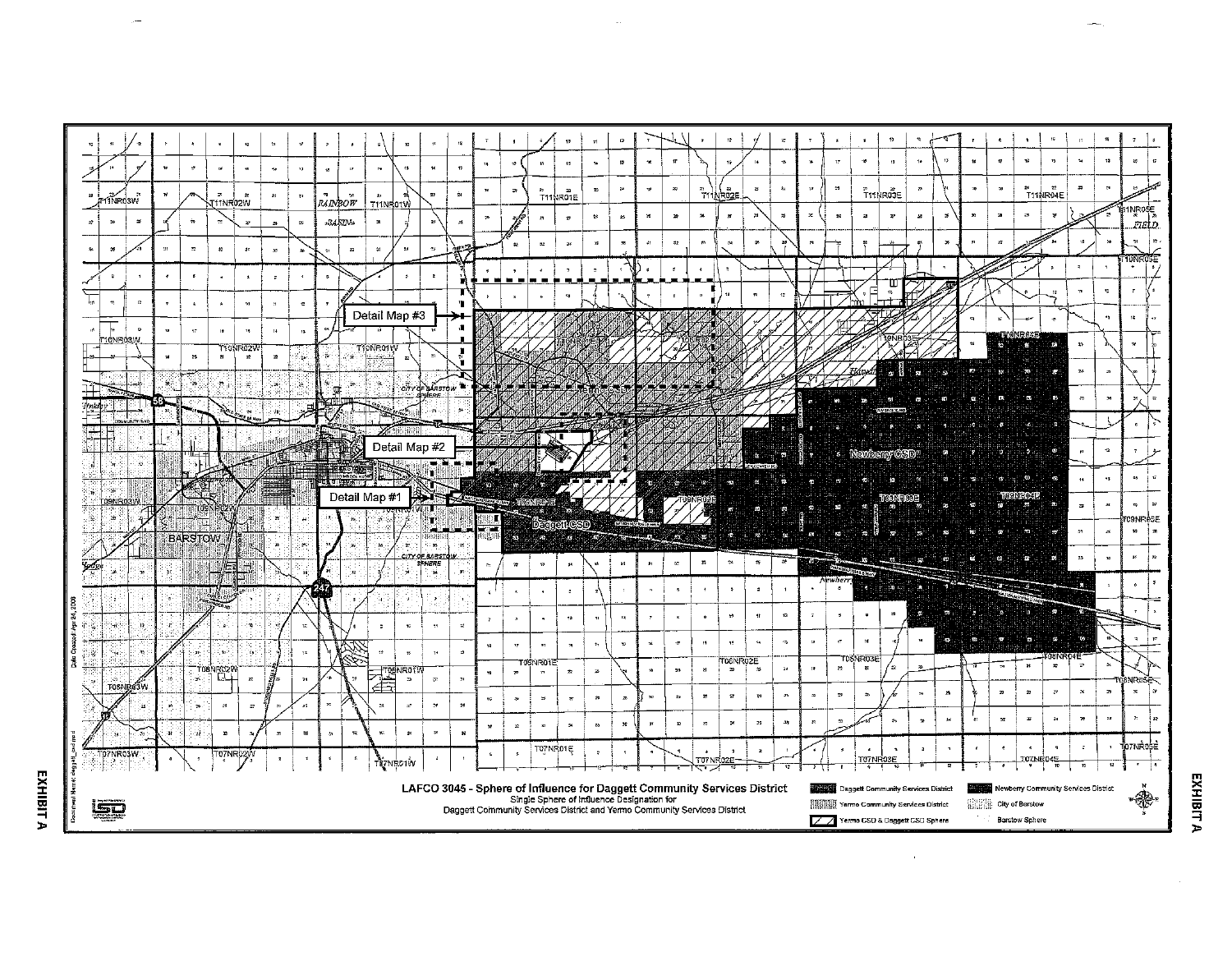EXHIBIT A

# LAFCO 3045 - Sphere of Influence for Daggett Community Services District

Single Sphere of Influence Designation for
Daggett Community Services District and Yermo Community Services District

Legend:

- Daggett Community Services District
- Yermo Community Services District
- Yermo CSD & Daggett CSD Sphere
- Newberry Community Services District
- City of Barstow
- Barstow Sphere

Detail Map #1

Detail Map #2

Detail Map #3

Daggett CSD

Newberry CSD

BARSTOW

CITY OF BARSTOW SPHERE

Newberry

RAINBOW BASIN

T11NR03W T11NR02W T11NR01W T11NR01E T11NR02E T11NR03E T11NR04E T11NR05E

T10NR03W T10NR02W T10NR01W T10NR03E T10NR04E T10NR05E

T09NR03W T09NR01E T09NR02E T09NR03E T09NR04E T09NR05E

T08NR02W T08NR01W T08NR03W T08NR01E T08NR02E T08NR03E T08NR04E T08NR05E

T07NR03W T07NR02W T07NR01W T07NR01E T07NR02E T07NR03E T07NR04E T07NR05E

Date Created: Apr 24, 2008

EXHIBIT A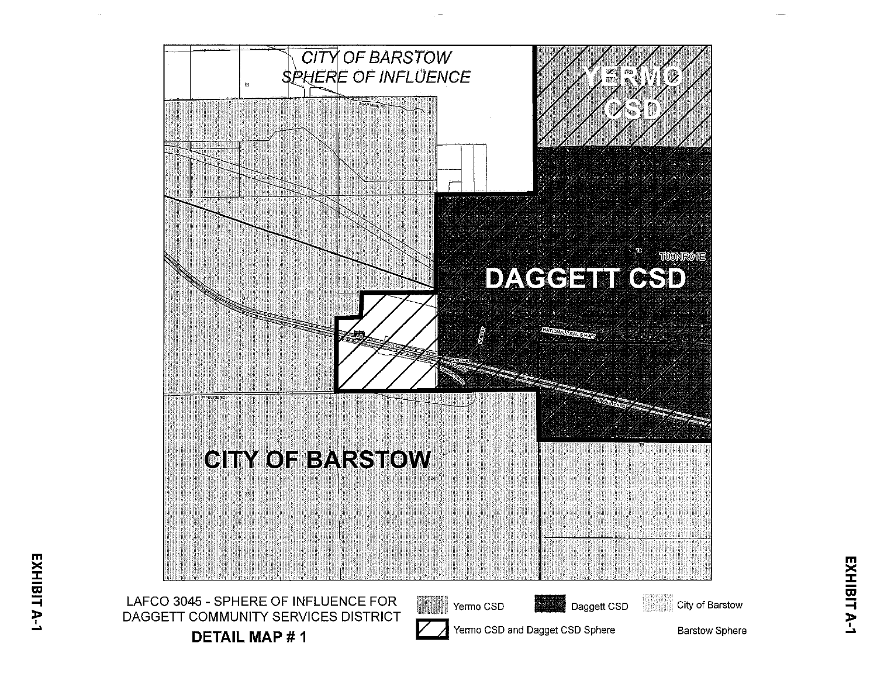CITY OF BARSTOW SPHERE OF INFLUENCE

YERMO CSD

T09NR01E

DAGGETT CSD

NATIONAL TRAILS HWY

CITY OF BARSTOW

LAFCO 3045 - SPHERE OF INFLUENCE FOR DAGGETT COMMUNITY SERVICES DISTRICT

**DETAIL MAP # 1**

Yermo CSD | Daggett CSD | City of Barstow

Yermo CSD and Dagget CSD Sphere | Barstow Sphere

EXHIBIT A-1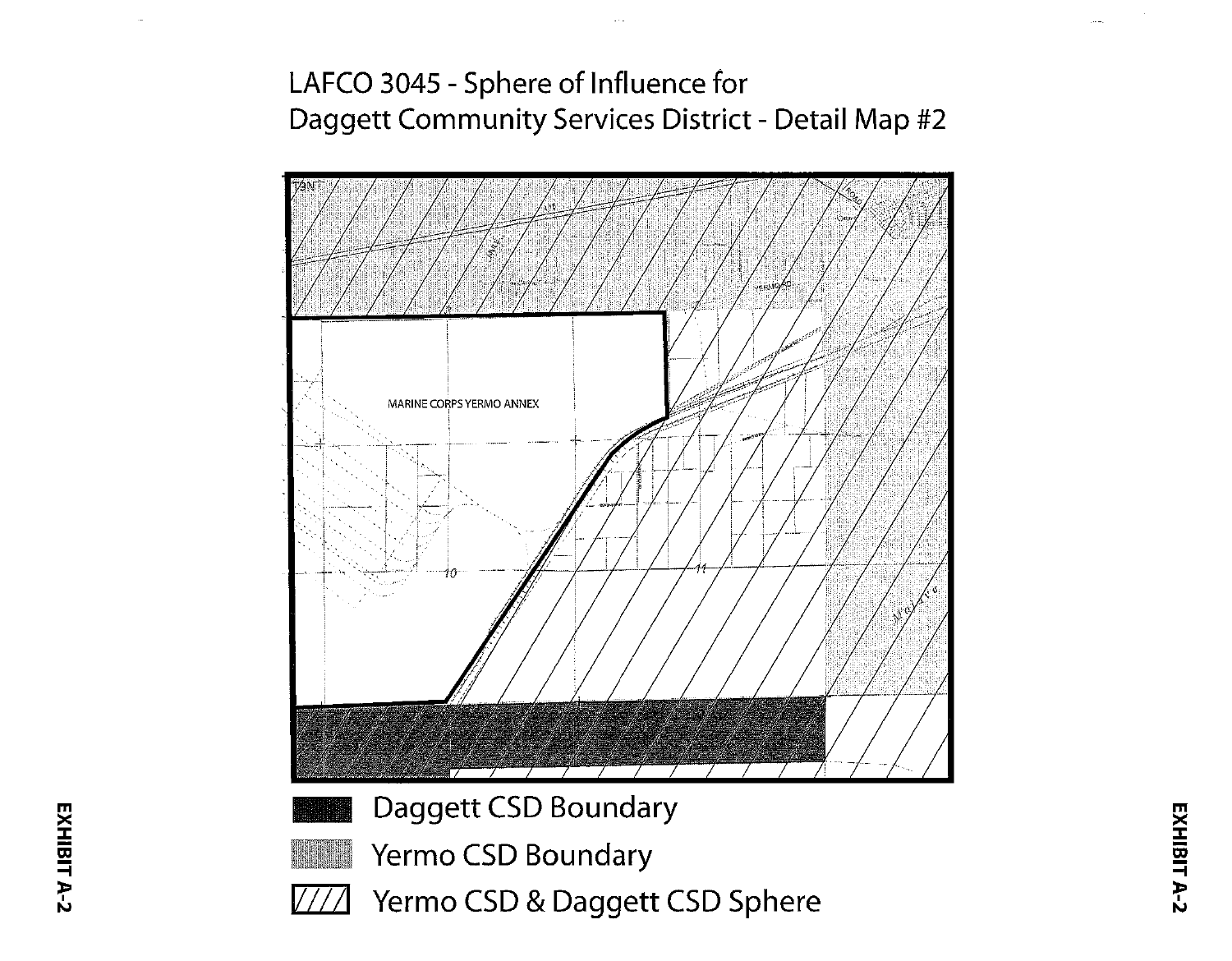# LAFCO 3045 - Sphere of Influence for Daggett Community Services District - Detail Map #2

MARINE CORPS YERMO ANNEX

Daggett CSD Boundary

Yermo CSD Boundary

Yermo CSD & Daggett CSD Sphere

EXHIBIT A-2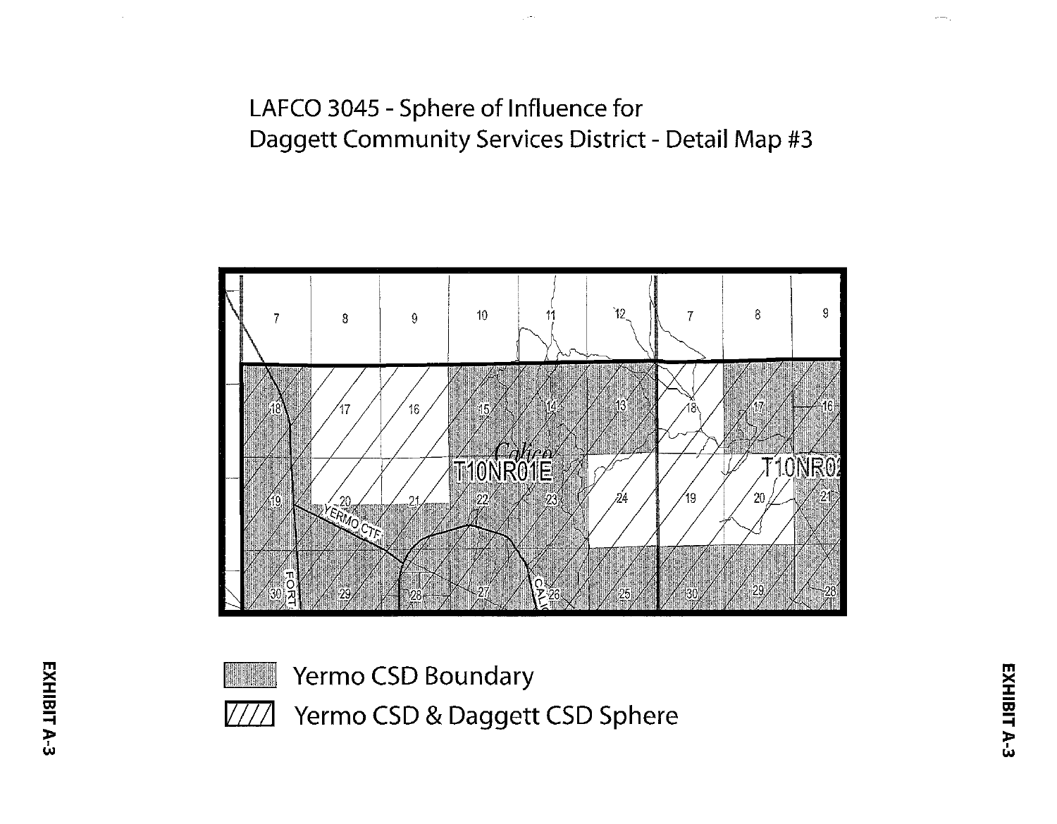# LAFCO 3045 - Sphere of Influence for Daggett Community Services District - Detail Map #3

7
8
9
10
11
12
7
8
9
18
17
16
15
14
13
18
17
16
Calico
T10NR01E
T10NR02
19
20
21
22
23
24
19
20
21
YERMO CTF
FORT
CALI
30
29
28
27
26
25
30
29
28

Yermo CSD Boundary

Yermo CSD & Daggett CSD Sphere

EXHIBIT A-3